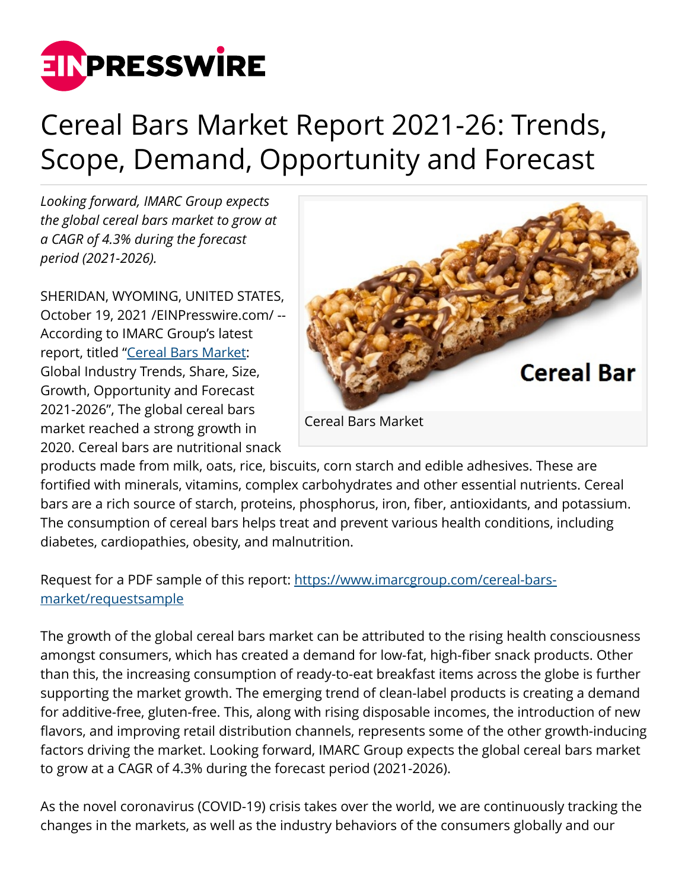# Cereal Bars Market Report 2021-26: Trends, Scope, Demand, Opportunity and Forecast

*Looking forward, IMARC Group expects the global cereal bars market to grow at a CAGR of 4.3% during the forecast period (2021-2026).*

Cereal Bars Market

SHERIDAN, WYOMING, UNITED STATES, October 19, 2021 /EINPresswire.com/ -- According to IMARC Group's latest report, titled "Cereal Bars Market: Global Industry Trends, Share, Size, Growth, Opportunity and Forecast 2021-2026", The global cereal bars market reached a strong growth in 2020. Cereal bars are nutritional snack products made from milk, oats, rice, biscuits, corn starch and edible adhesives. These are fortified with minerals, vitamins, complex carbohydrates and other essential nutrients. Cereal bars are a rich source of starch, proteins, phosphorus, iron, fiber, antioxidants, and potassium. The consumption of cereal bars helps treat and prevent various health conditions, including diabetes, cardiopathies, obesity, and malnutrition.

Request for a PDF sample of this report: https://www.imarcgroup.com/cereal-bars-market/requestsample

The growth of the global cereal bars market can be attributed to the rising health consciousness amongst consumers, which has created a demand for low-fat, high-fiber snack products. Other than this, the increasing consumption of ready-to-eat breakfast items across the globe is further supporting the market growth. The emerging trend of clean-label products is creating a demand for additive-free, gluten-free. This, along with rising disposable incomes, the introduction of new flavors, and improving retail distribution channels, represents some of the other growth-inducing factors driving the market. Looking forward, IMARC Group expects the global cereal bars market to grow at a CAGR of 4.3% during the forecast period (2021-2026).

As the novel coronavirus (COVID-19) crisis takes over the world, we are continuously tracking the changes in the markets, as well as the industry behaviors of the consumers globally and our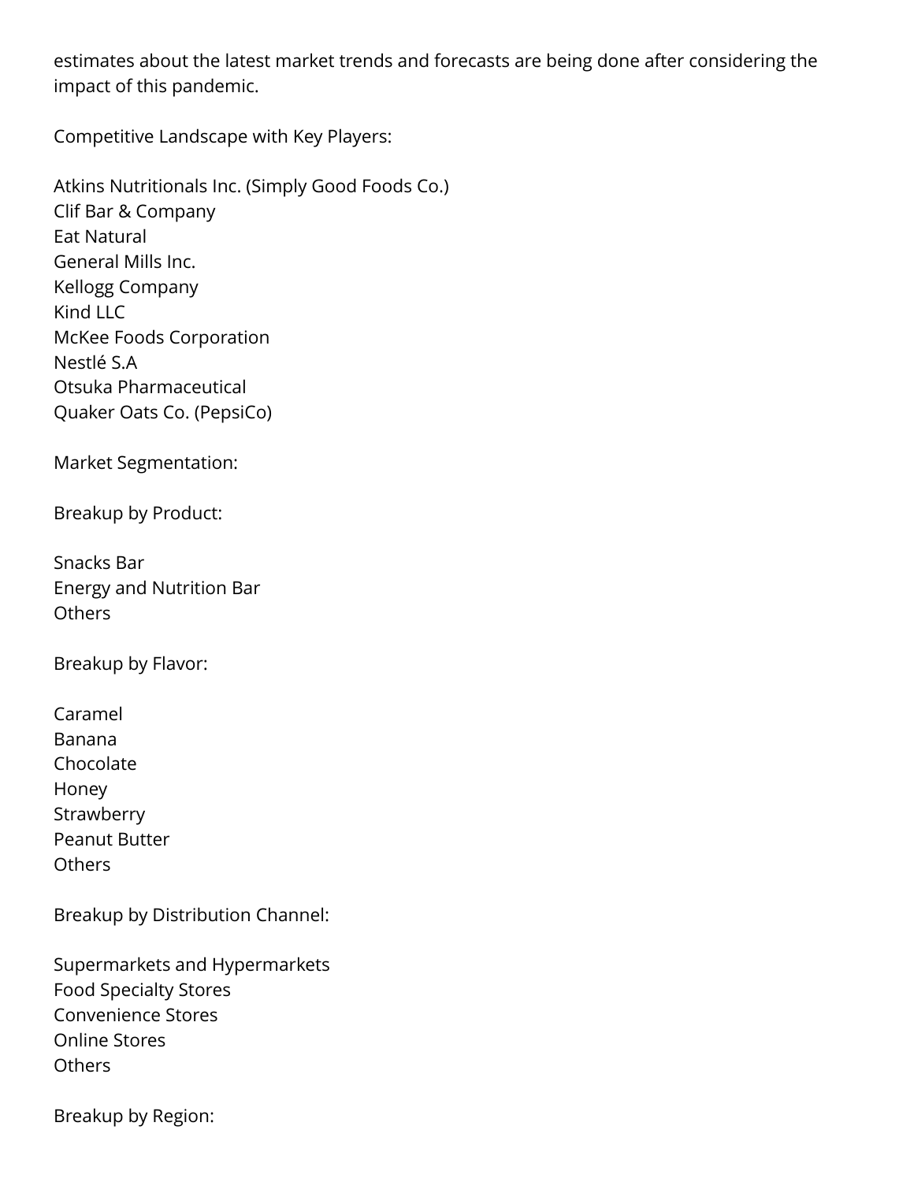estimates about the latest market trends and forecasts are being done after considering the impact of this pandemic.

Competitive Landscape with Key Players:

Atkins Nutritionals Inc. (Simply Good Foods Co.)
Clif Bar & Company
Eat Natural
General Mills Inc.
Kellogg Company
Kind LLC
McKee Foods Corporation
Nestlé S.A
Otsuka Pharmaceutical
Quaker Oats Co. (PepsiCo)

Market Segmentation:

Breakup by Product:

Snacks Bar
Energy and Nutrition Bar
Others

Breakup by Flavor:

Caramel
Banana
Chocolate
Honey
Strawberry
Peanut Butter
Others

Breakup by Distribution Channel:

Supermarkets and Hypermarkets
Food Specialty Stores
Convenience Stores
Online Stores
Others

Breakup by Region: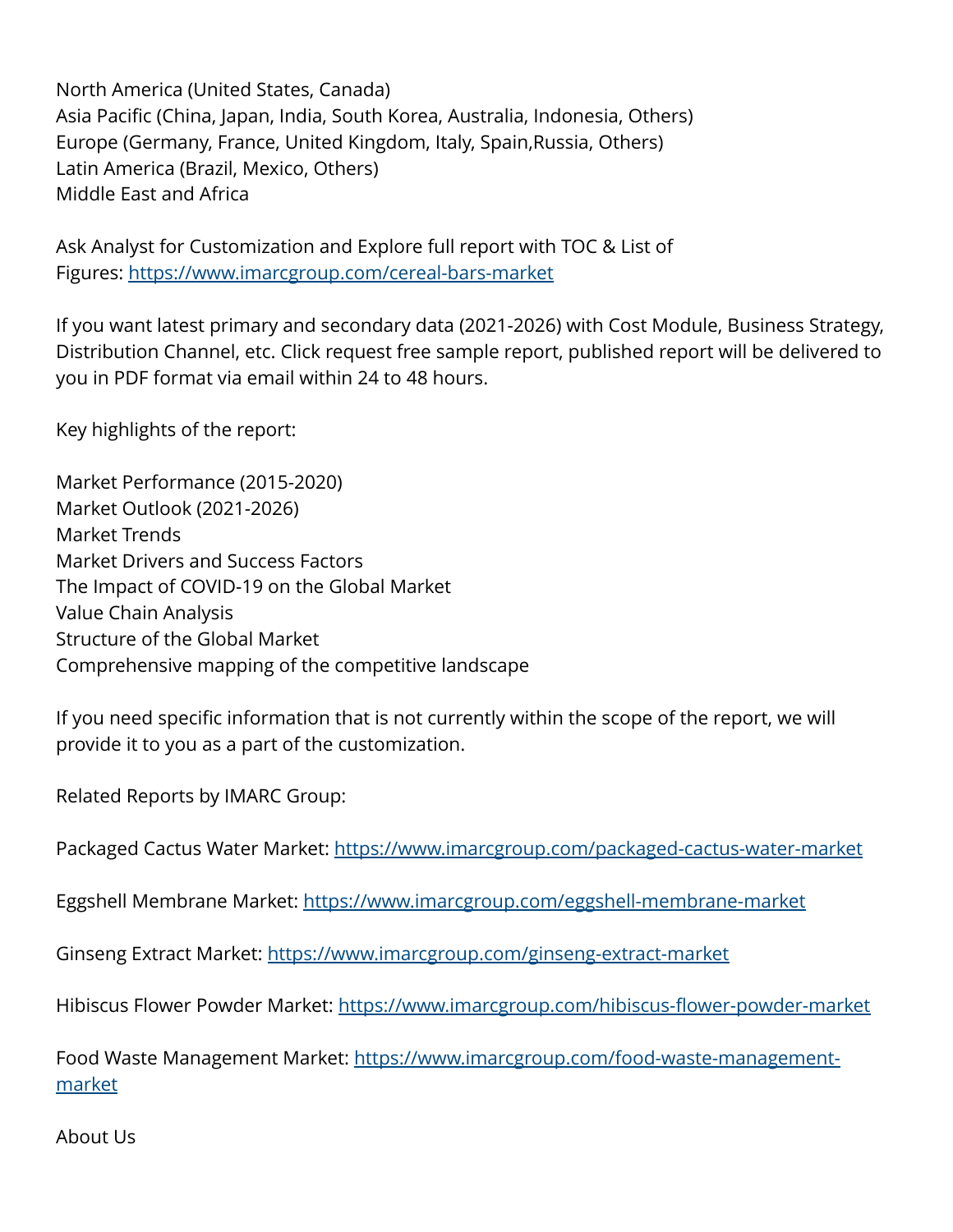North America (United States, Canada)
Asia Pacific (China, Japan, India, South Korea, Australia, Indonesia, Others)
Europe (Germany, France, United Kingdom, Italy, Spain,Russia, Others)
Latin America (Brazil, Mexico, Others)
Middle East and Africa

Ask Analyst for Customization and Explore full report with TOC & List of Figures: https://www.imarcgroup.com/cereal-bars-market

If you want latest primary and secondary data (2021-2026) with Cost Module, Business Strategy, Distribution Channel, etc. Click request free sample report, published report will be delivered to you in PDF format via email within 24 to 48 hours.

Key highlights of the report:

Market Performance (2015-2020)
Market Outlook (2021-2026)
Market Trends
Market Drivers and Success Factors
The Impact of COVID-19 on the Global Market
Value Chain Analysis
Structure of the Global Market
Comprehensive mapping of the competitive landscape

If you need specific information that is not currently within the scope of the report, we will provide it to you as a part of the customization.

Related Reports by IMARC Group:

Packaged Cactus Water Market: https://www.imarcgroup.com/packaged-cactus-water-market

Eggshell Membrane Market: https://www.imarcgroup.com/eggshell-membrane-market

Ginseng Extract Market: https://www.imarcgroup.com/ginseng-extract-market

Hibiscus Flower Powder Market: https://www.imarcgroup.com/hibiscus-flower-powder-market

Food Waste Management Market: https://www.imarcgroup.com/food-waste-management-market

About Us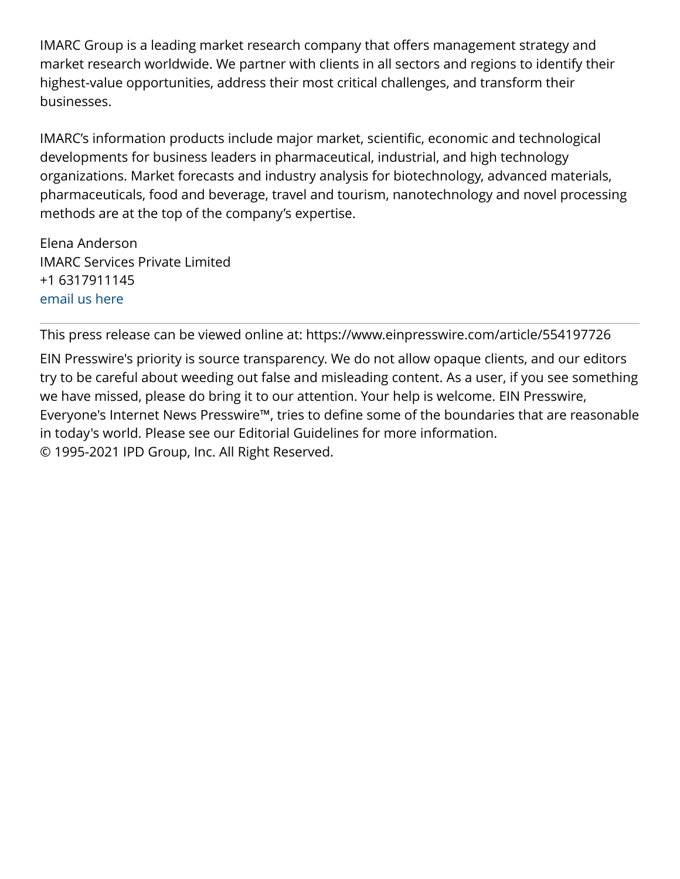IMARC Group is a leading market research company that offers management strategy and market research worldwide. We partner with clients in all sectors and regions to identify their highest-value opportunities, address their most critical challenges, and transform their businesses.

IMARC's information products include major market, scientific, economic and technological developments for business leaders in pharmaceutical, industrial, and high technology organizations. Market forecasts and industry analysis for biotechnology, advanced materials, pharmaceuticals, food and beverage, travel and tourism, nanotechnology and novel processing methods are at the top of the company's expertise.

Elena Anderson
IMARC Services Private Limited
+1 6317911145
email us here

---

This press release can be viewed online at: https://www.einpresswire.com/article/554197726

EIN Presswire's priority is source transparency. We do not allow opaque clients, and our editors try to be careful about weeding out false and misleading content. As a user, if you see something we have missed, please do bring it to our attention. Your help is welcome. EIN Presswire, Everyone's Internet News Presswire™, tries to define some of the boundaries that are reasonable in today's world. Please see our Editorial Guidelines for more information.
© 1995-2021 IPD Group, Inc. All Right Reserved.